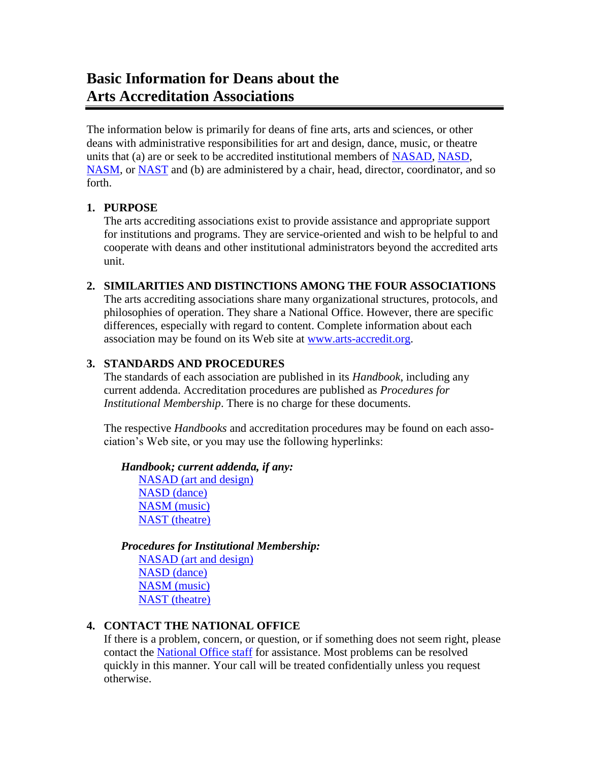# Basic Information for Deans about the Arts Accreditation Associations

The information below is primarily for deans of fine arts, arts and sciences, or other deans with administrative responsibilities for art and design, dance, music, or theatre units that (a) are or seek to be accredited institutional members of NASAD, NASD, NASM, or NAST and (b) are administered by a chair, head, director, coordinator, and so forth.

1. **PURPOSE**
   The arts accrediting associations exist to provide assistance and appropriate support for institutions and programs. They are service-oriented and wish to be helpful to and cooperate with deans and other institutional administrators beyond the accredited arts unit.

2. **SIMILARITIES AND DISTINCTIONS AMONG THE FOUR ASSOCIATIONS**
   The arts accrediting associations share many organizational structures, protocols, and philosophies of operation. They share a National Office. However, there are specific differences, especially with regard to content. Complete information about each association may be found on its Web site at www.arts-accredit.org.

3. **STANDARDS AND PROCEDURES**
   The standards of each association are published in its *Handbook*, including any current addenda. Accreditation procedures are published as *Procedures for Institutional Membership*. There is no charge for these documents.

   The respective *Handbooks* and accreditation procedures may be found on each association's Web site, or you may use the following hyperlinks:

   ***Handbook; current addenda, if any:***
   - NASAD (art and design)
   - NASD (dance)
   - NASM (music)
   - NAST (theatre)

   ***Procedures for Institutional Membership:***
   - NASAD (art and design)
   - NASD (dance)
   - NASM (music)
   - NAST (theatre)

4. **CONTACT THE NATIONAL OFFICE**
   If there is a problem, concern, or question, or if something does not seem right, please contact the National Office staff for assistance. Most problems can be resolved quickly in this manner. Your call will be treated confidentially unless you request otherwise.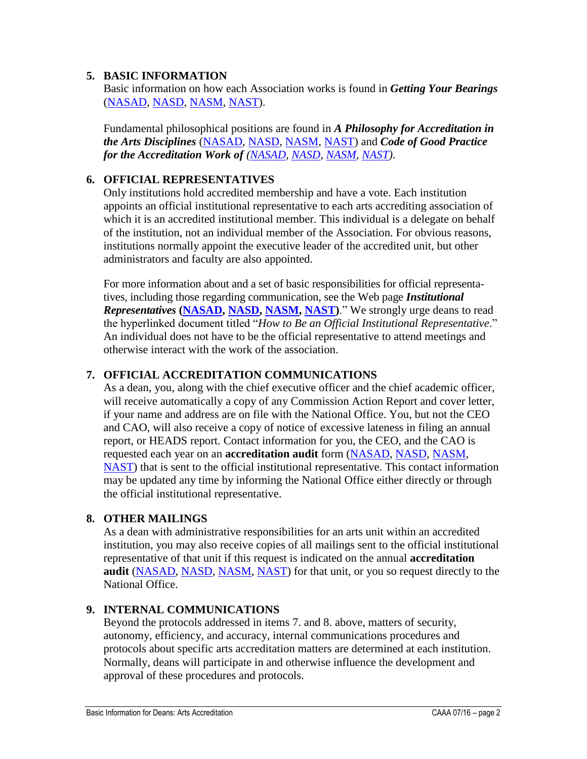## 5. BASIC INFORMATION

Basic information on how each Association works is found in ***Getting Your Bearings*** (NASAD, NASD, NASM, NAST).

Fundamental philosophical positions are found in ***A Philosophy for Accreditation in the Arts Disciplines*** (NASAD, NASD, NASM, NAST) and ***Code of Good Practice for the Accreditation Work of*** *(NASAD, NASD, NASM, NAST).*

## 6. OFFICIAL REPRESENTATIVES

Only institutions hold accredited membership and have a vote. Each institution appoints an official institutional representative to each arts accrediting association of which it is an accredited institutional member. This individual is a delegate on behalf of the institution, not an individual member of the Association. For obvious reasons, institutions normally appoint the executive leader of the accredited unit, but other administrators and faculty are also appointed.

For more information about and a set of basic responsibilities for official representatives, including those regarding communication, see the Web page ***Institutional Representatives* (NASAD, NASD, NASM, NAST)**." We strongly urge deans to read the hyperlinked document titled "*How to Be an Official Institutional Representative*." An individual does not have to be the official representative to attend meetings and otherwise interact with the work of the association.

## 7. OFFICIAL ACCREDITATION COMMUNICATIONS

As a dean, you, along with the chief executive officer and the chief academic officer, will receive automatically a copy of any Commission Action Report and cover letter, if your name and address are on file with the National Office. You, but not the CEO and CAO, will also receive a copy of notice of excessive lateness in filing an annual report, or HEADS report. Contact information for you, the CEO, and the CAO is requested each year on an **accreditation audit** form (NASAD, NASD, NASM, NAST) that is sent to the official institutional representative. This contact information may be updated any time by informing the National Office either directly or through the official institutional representative.

## 8. OTHER MAILINGS

As a dean with administrative responsibilities for an arts unit within an accredited institution, you may also receive copies of all mailings sent to the official institutional representative of that unit if this request is indicated on the annual **accreditation audit** (NASAD, NASD, NASM, NAST) for that unit, or you so request directly to the National Office.

## 9. INTERNAL COMMUNICATIONS

Beyond the protocols addressed in items 7. and 8. above, matters of security, autonomy, efficiency, and accuracy, internal communications procedures and protocols about specific arts accreditation matters are determined at each institution. Normally, deans will participate in and otherwise influence the development and approval of these procedures and protocols.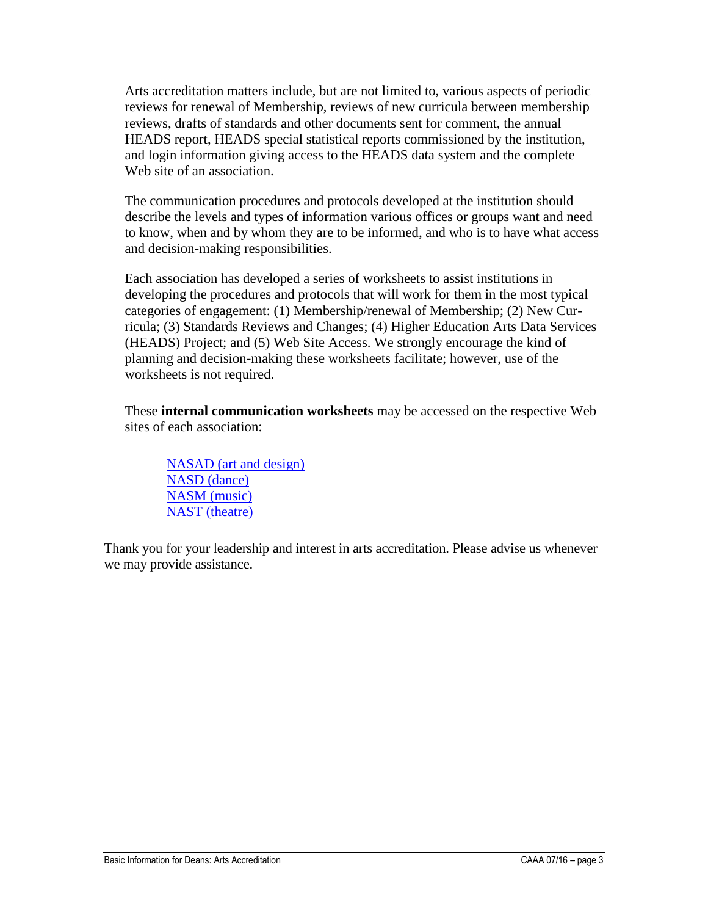Arts accreditation matters include, but are not limited to, various aspects of periodic reviews for renewal of Membership, reviews of new curricula between membership reviews, drafts of standards and other documents sent for comment, the annual HEADS report, HEADS special statistical reports commissioned by the institution, and login information giving access to the HEADS data system and the complete Web site of an association.

The communication procedures and protocols developed at the institution should describe the levels and types of information various offices or groups want and need to know, when and by whom they are to be informed, and who is to have what access and decision-making responsibilities.

Each association has developed a series of worksheets to assist institutions in developing the procedures and protocols that will work for them in the most typical categories of engagement: (1) Membership/renewal of Membership; (2) New Curricula; (3) Standards Reviews and Changes; (4) Higher Education Arts Data Services (HEADS) Project; and (5) Web Site Access. We strongly encourage the kind of planning and decision-making these worksheets facilitate; however, use of the worksheets is not required.

These **internal communication worksheets** may be accessed on the respective Web sites of each association:

NASAD (art and design)
NASD (dance)
NASM (music)
NAST (theatre)

Thank you for your leadership and interest in arts accreditation. Please advise us whenever we may provide assistance.